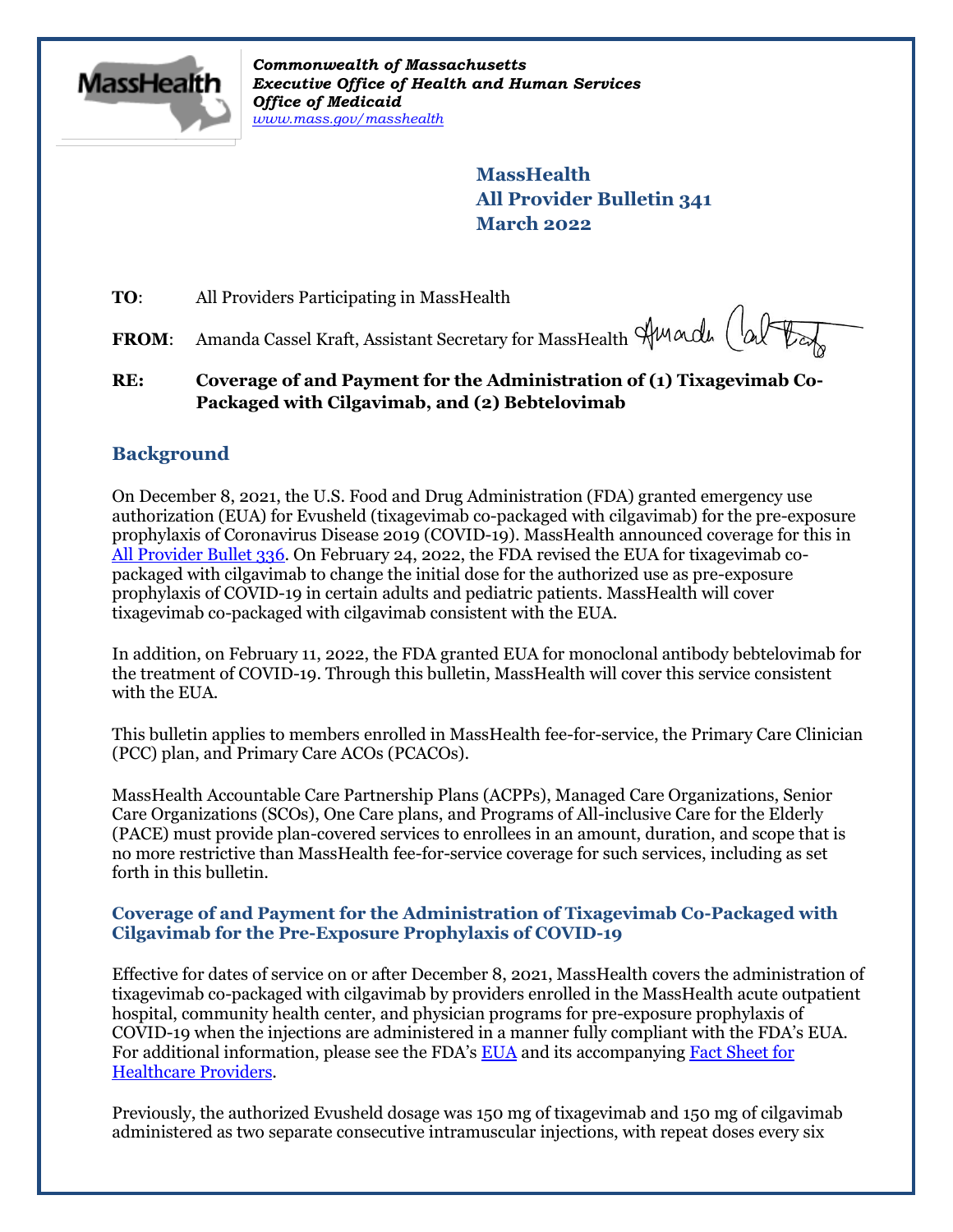*Commonwealth of Massachusetts*
*Executive Office of Health and Human Services*
*Office of Medicaid*
*www.mass.gov/masshealth*

**MassHealth**
**All Provider Bulletin 341**
**March 2022**

**TO**: All Providers Participating in MassHealth

**FROM**: Amanda Cassel Kraft, Assistant Secretary for MassHealth

**RE: Coverage of and Payment for the Administration of (1) Tixagevimab Co-Packaged with Cilgavimab, and (2) Bebtelovimab**

## Background

On December 8, 2021, the U.S. Food and Drug Administration (FDA) granted emergency use authorization (EUA) for Evusheld (tixagevimab co-packaged with cilgavimab) for the pre-exposure prophylaxis of Coronavirus Disease 2019 (COVID-19). MassHealth announced coverage for this in All Provider Bullet 336. On February 24, 2022, the FDA revised the EUA for tixagevimab co-packaged with cilgavimab to change the initial dose for the authorized use as pre-exposure prophylaxis of COVID-19 in certain adults and pediatric patients. MassHealth will cover tixagevimab co-packaged with cilgavimab consistent with the EUA.

In addition, on February 11, 2022, the FDA granted EUA for monoclonal antibody bebtelovimab for the treatment of COVID-19. Through this bulletin, MassHealth will cover this service consistent with the EUA.

This bulletin applies to members enrolled in MassHealth fee-for-service, the Primary Care Clinician (PCC) plan, and Primary Care ACOs (PCACOs).

MassHealth Accountable Care Partnership Plans (ACPPs), Managed Care Organizations, Senior Care Organizations (SCOs), One Care plans, and Programs of All-inclusive Care for the Elderly (PACE) must provide plan-covered services to enrollees in an amount, duration, and scope that is no more restrictive than MassHealth fee-for-service coverage for such services, including as set forth in this bulletin.

### Coverage of and Payment for the Administration of Tixagevimab Co-Packaged with Cilgavimab for the Pre-Exposure Prophylaxis of COVID-19

Effective for dates of service on or after December 8, 2021, MassHealth covers the administration of tixagevimab co-packaged with cilgavimab by providers enrolled in the MassHealth acute outpatient hospital, community health center, and physician programs for pre-exposure prophylaxis of COVID-19 when the injections are administered in a manner fully compliant with the FDA's EUA. For additional information, please see the FDA's EUA and its accompanying Fact Sheet for Healthcare Providers.

Previously, the authorized Evusheld dosage was 150 mg of tixagevimab and 150 mg of cilgavimab administered as two separate consecutive intramuscular injections, with repeat doses every six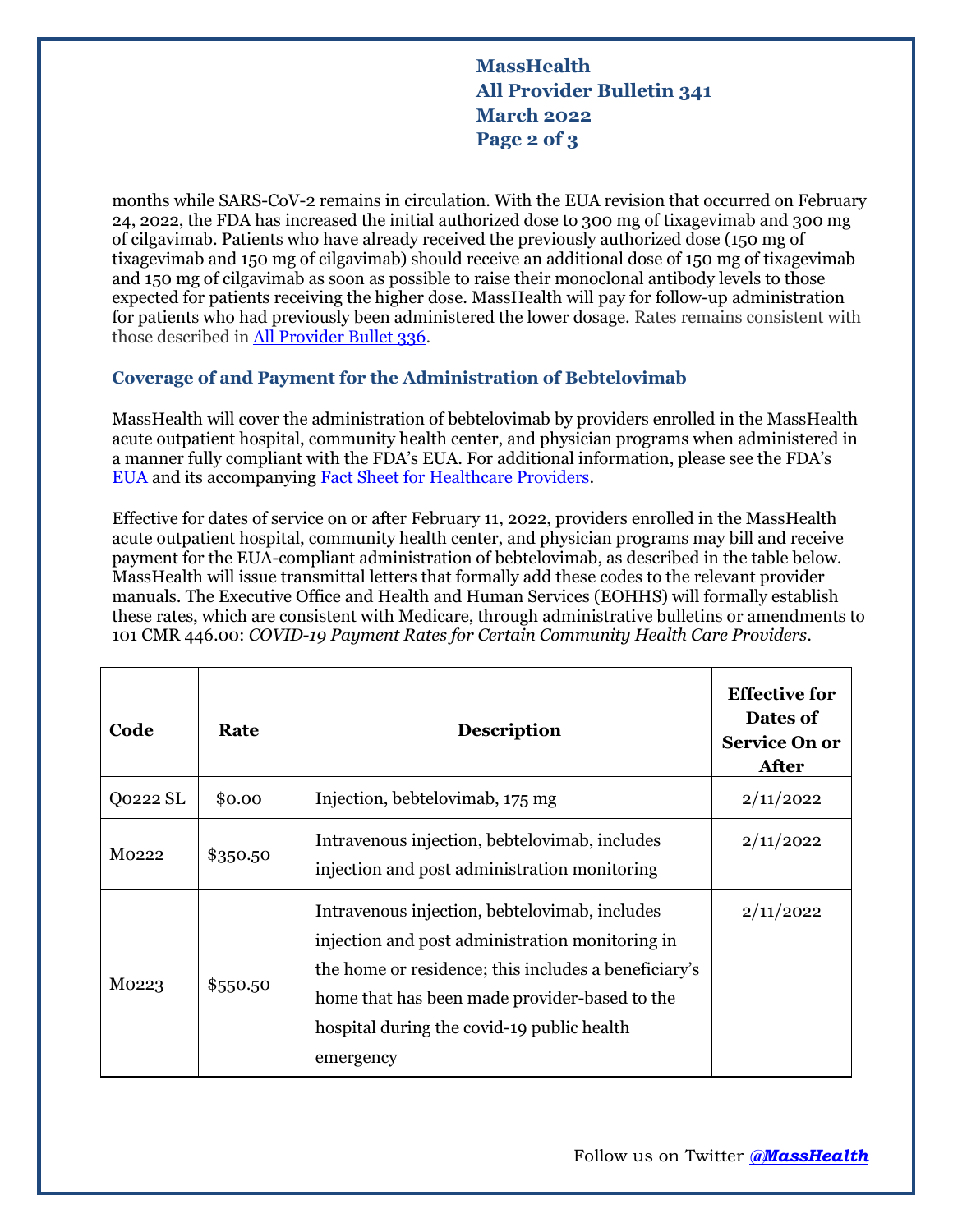months while SARS-CoV-2 remains in circulation. With the EUA revision that occurred on February 24, 2022, the FDA has increased the initial authorized dose to 300 mg of tixagevimab and 300 mg of cilgavimab. Patients who have already received the previously authorized dose (150 mg of tixagevimab and 150 mg of cilgavimab) should receive an additional dose of 150 mg of tixagevimab and 150 mg of cilgavimab as soon as possible to raise their monoclonal antibody levels to those expected for patients receiving the higher dose. MassHealth will pay for follow-up administration for patients who had previously been administered the lower dosage. Rates remains consistent with those described in [All Provider Bullet 336](#).

### Coverage of and Payment for the Administration of Bebtelovimab

MassHealth will cover the administration of bebtelovimab by providers enrolled in the MassHealth acute outpatient hospital, community health center, and physician programs when administered in a manner fully compliant with the FDA's EUA. For additional information, please see the FDA's [EUA](#) and its accompanying [Fact Sheet for Healthcare Providers](#).

Effective for dates of service on or after February 11, 2022, providers enrolled in the MassHealth acute outpatient hospital, community health center, and physician programs may bill and receive payment for the EUA-compliant administration of bebtelovimab, as described in the table below. MassHealth will issue transmittal letters that formally add these codes to the relevant provider manuals. The Executive Office and Health and Human Services (EOHHS) will formally establish these rates, which are consistent with Medicare, through administrative bulletins or amendments to 101 CMR 446.00: *COVID-19 Payment Rates for Certain Community Health Care Providers*.

| Code | Rate | Description | Effective for Dates of Service On or After |
|---|---|---|---|
| Q0222 SL | $0.00 | Injection, bebtelovimab, 175 mg | 2/11/2022 |
| M0222 | $350.50 | Intravenous injection, bebtelovimab, includes injection and post administration monitoring | 2/11/2022 |
| M0223 | $550.50 | Intravenous injection, bebtelovimab, includes injection and post administration monitoring in the home or residence; this includes a beneficiary's home that has been made provider-based to the hospital during the covid-19 public health emergency | 2/11/2022 |

Follow us on Twitter [@MassHealth](#)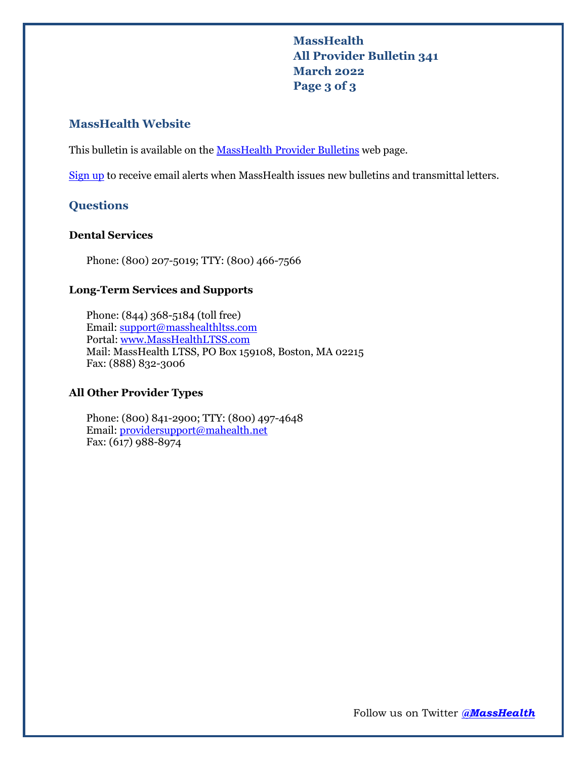## MassHealth Website

This bulletin is available on the MassHealth Provider Bulletins web page.

Sign up to receive email alerts when MassHealth issues new bulletins and transmittal letters.

## Questions

### Dental Services

Phone: (800) 207-5019; TTY: (800) 466-7566

### Long-Term Services and Supports

Phone: (844) 368-5184 (toll free)
Email: support@masshealthltss.com
Portal: www.MassHealthLTSS.com
Mail: MassHealth LTSS, PO Box 159108, Boston, MA 02215
Fax: (888) 832-3006

### All Other Provider Types

Phone: (800) 841-2900; TTY: (800) 497-4648
Email: providersupport@mahealth.net
Fax: (617) 988-8974

Follow us on Twitter ***@MassHealth***